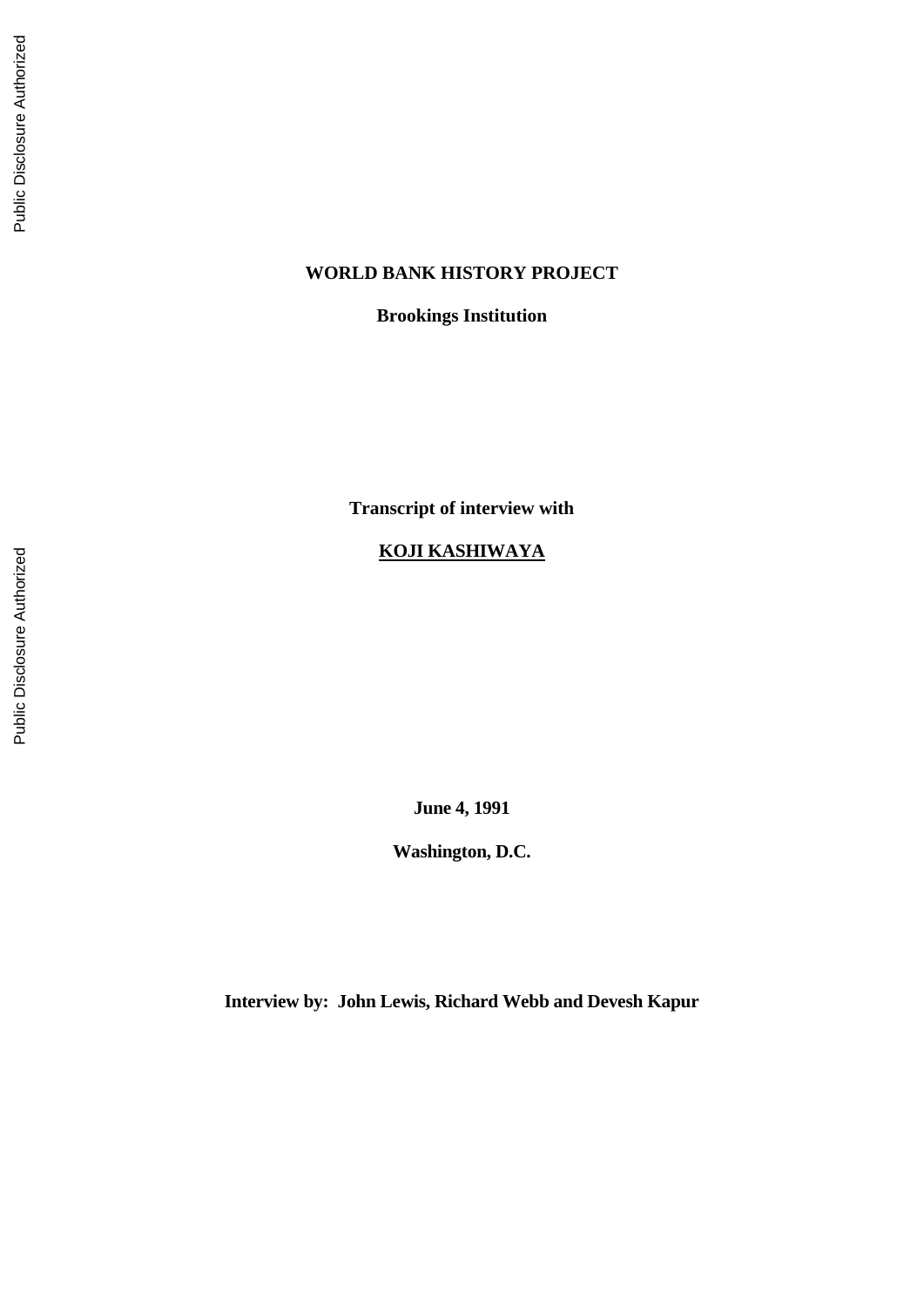**WORLD BANK HISTORY PROJECT**

**Brookings Institution**

**Transcript of interview with**

**KOJI KASHIWAYA**

**June 4, 1991**

**Washington, D.C.**

**Interview by: John Lewis, Richard Webb and Devesh Kapur**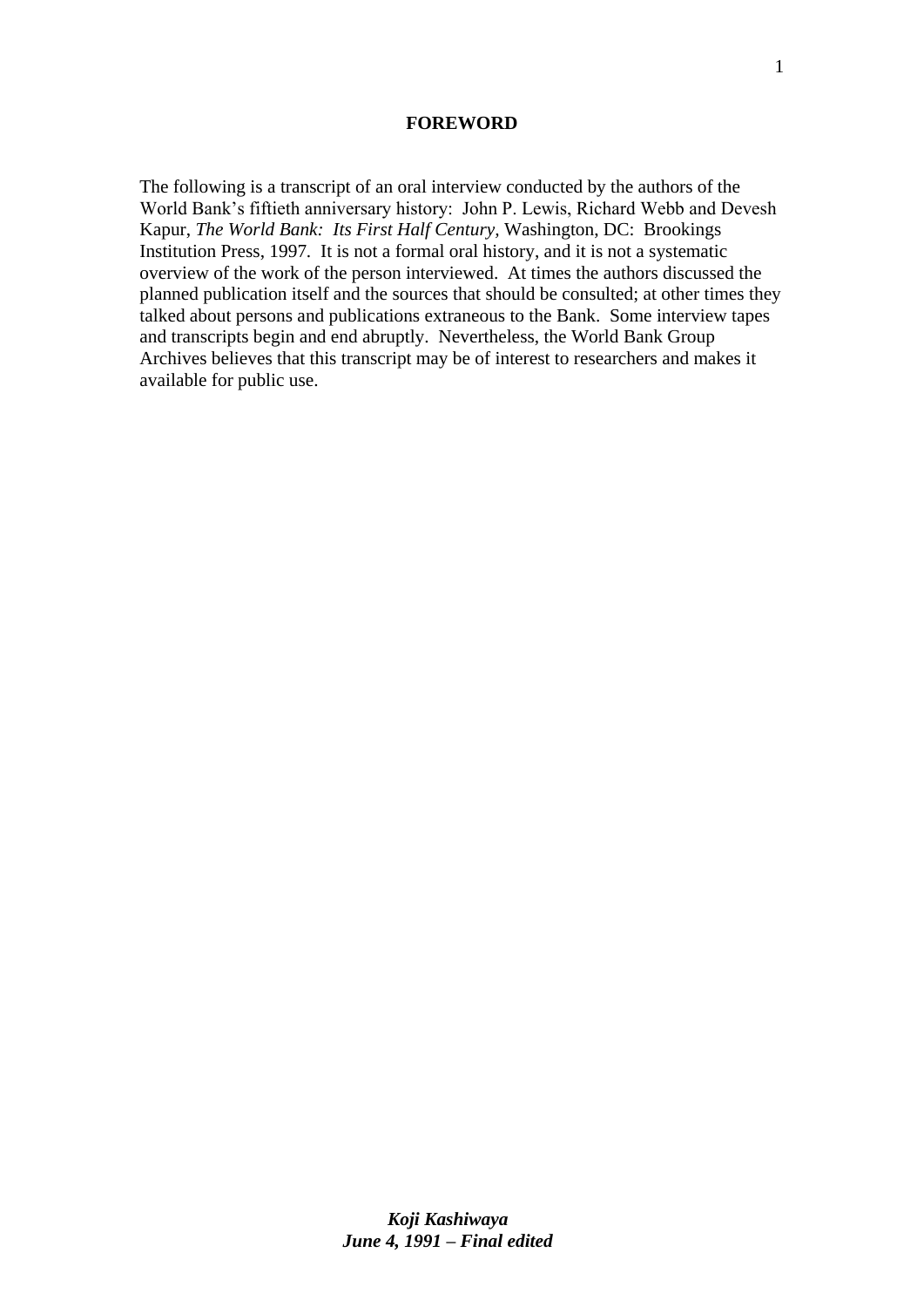**FOREWORD**

The following is a transcript of an oral interview conducted by the authors of the World Bank's fiftieth anniversary history: John P. Lewis, Richard Webb and Devesh Kapur, *The World Bank: Its First Half Century*, Washington, DC: Brookings Institution Press, 1997. It is not a formal oral history, and it is not a systematic overview of the work of the person interviewed. At times the authors discussed the planned publication itself and the sources that should be consulted; at other times they talked about persons and publications extraneous to the Bank. Some interview tapes and transcripts begin and end abruptly. Nevertheless, the World Bank Group Archives believes that this transcript may be of interest to researchers and makes it available for public use.

***Koji Kashiwaya***
***June 4, 1991 – Final edited***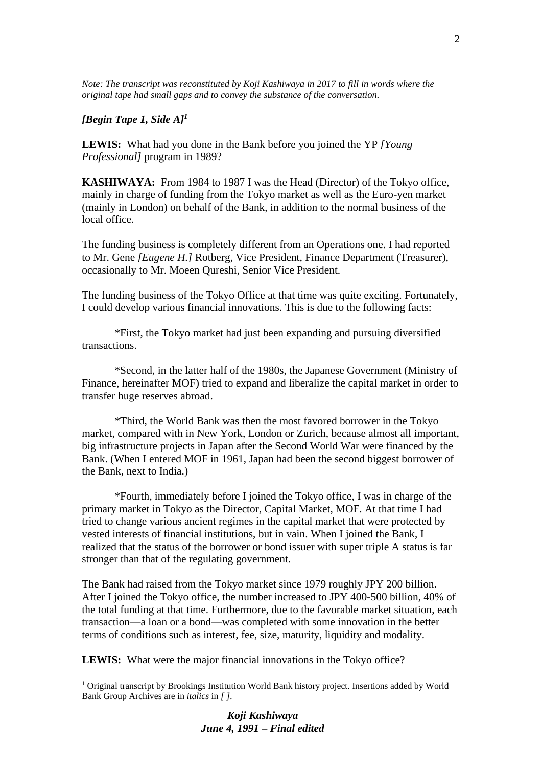*Note: The transcript was reconstituted by Koji Kashiwaya in 2017 to fill in words where the original tape had small gaps and to convey the substance of the conversation.*

***[Begin Tape 1, Side A]***[1]

**LEWIS:** What had you done in the Bank before you joined the YP *[Young Professional]* program in 1989?

**KASHIWAYA:** From 1984 to 1987 I was the Head (Director) of the Tokyo office, mainly in charge of funding from the Tokyo market as well as the Euro-yen market (mainly in London) on behalf of the Bank, in addition to the normal business of the local office.

The funding business is completely different from an Operations one. I had reported to Mr. Gene *[Eugene H.]* Rotberg, Vice President, Finance Department (Treasurer), occasionally to Mr. Moeen Qureshi, Senior Vice President.

The funding business of the Tokyo Office at that time was quite exciting. Fortunately, I could develop various financial innovations. This is due to the following facts:

*First, the Tokyo market had just been expanding and pursuing diversified transactions.

*Second, in the latter half of the 1980s, the Japanese Government (Ministry of Finance, hereinafter MOF) tried to expand and liberalize the capital market in order to transfer huge reserves abroad.

*Third, the World Bank was then the most favored borrower in the Tokyo market, compared with in New York, London or Zurich, because almost all important, big infrastructure projects in Japan after the Second World War were financed by the Bank. (When I entered MOF in 1961, Japan had been the second biggest borrower of the Bank, next to India.)

*Fourth, immediately before I joined the Tokyo office, I was in charge of the primary market in Tokyo as the Director, Capital Market, MOF. At that time I had tried to change various ancient regimes in the capital market that were protected by vested interests of financial institutions, but in vain. When I joined the Bank, I realized that the status of the borrower or bond issuer with super triple A status is far stronger than that of the regulating government.

The Bank had raised from the Tokyo market since 1979 roughly JPY 200 billion. After I joined the Tokyo office, the number increased to JPY 400-500 billion, 40% of the total funding at that time. Furthermore, due to the favorable market situation, each transaction—a loan or a bond—was completed with some innovation in the better terms of conditions such as interest, fee, size, maturity, liquidity and modality.

**LEWIS:** What were the major financial innovations in the Tokyo office?

[1] Original transcript by Brookings Institution World Bank history project. Insertions added by World Bank Group Archives are in *italics* in *[ ]*.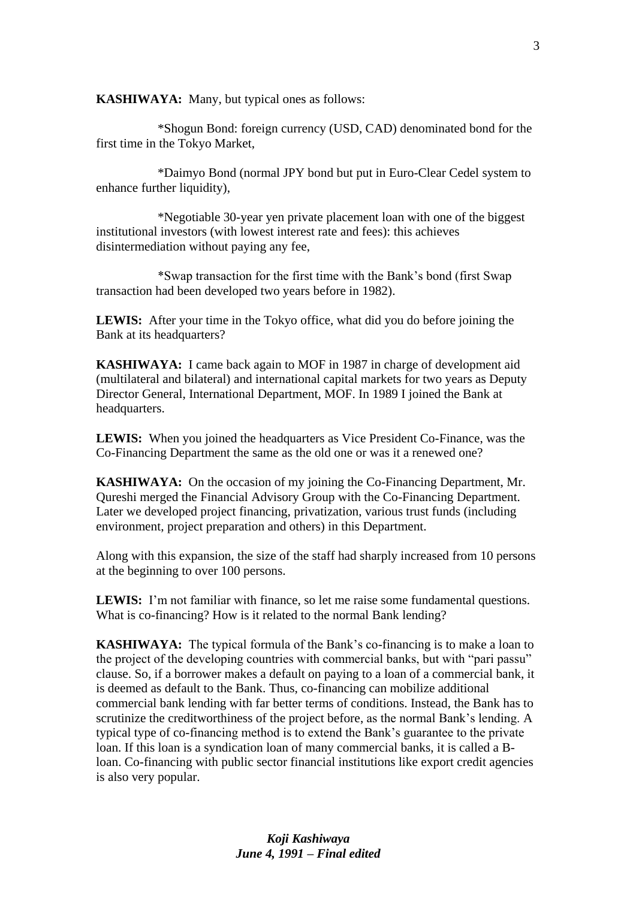**KASHIWAYA:** Many, but typical ones as follows:

*Shogun Bond: foreign currency (USD, CAD) denominated bond for the first time in the Tokyo Market,

*Daimyo Bond (normal JPY bond but put in Euro-Clear Cedel system to enhance further liquidity),

*Negotiable 30-year yen private placement loan with one of the biggest institutional investors (with lowest interest rate and fees): this achieves disintermediation without paying any fee,

*Swap transaction for the first time with the Bank's bond (first Swap transaction had been developed two years before in 1982).

**LEWIS:** After your time in the Tokyo office, what did you do before joining the Bank at its headquarters?

**KASHIWAYA:** I came back again to MOF in 1987 in charge of development aid (multilateral and bilateral) and international capital markets for two years as Deputy Director General, International Department, MOF. In 1989 I joined the Bank at headquarters.

**LEWIS:** When you joined the headquarters as Vice President Co-Finance, was the Co-Financing Department the same as the old one or was it a renewed one?

**KASHIWAYA:** On the occasion of my joining the Co-Financing Department, Mr. Qureshi merged the Financial Advisory Group with the Co-Financing Department. Later we developed project financing, privatization, various trust funds (including environment, project preparation and others) in this Department.

Along with this expansion, the size of the staff had sharply increased from 10 persons at the beginning to over 100 persons.

**LEWIS:** I'm not familiar with finance, so let me raise some fundamental questions. What is co-financing? How is it related to the normal Bank lending?

**KASHIWAYA:** The typical formula of the Bank's co-financing is to make a loan to the project of the developing countries with commercial banks, but with "pari passu" clause. So, if a borrower makes a default on paying to a loan of a commercial bank, it is deemed as default to the Bank. Thus, co-financing can mobilize additional commercial bank lending with far better terms of conditions. Instead, the Bank has to scrutinize the creditworthiness of the project before, as the normal Bank's lending. A typical type of co-financing method is to extend the Bank's guarantee to the private loan. If this loan is a syndication loan of many commercial banks, it is called a B-loan. Co-financing with public sector financial institutions like export credit agencies is also very popular.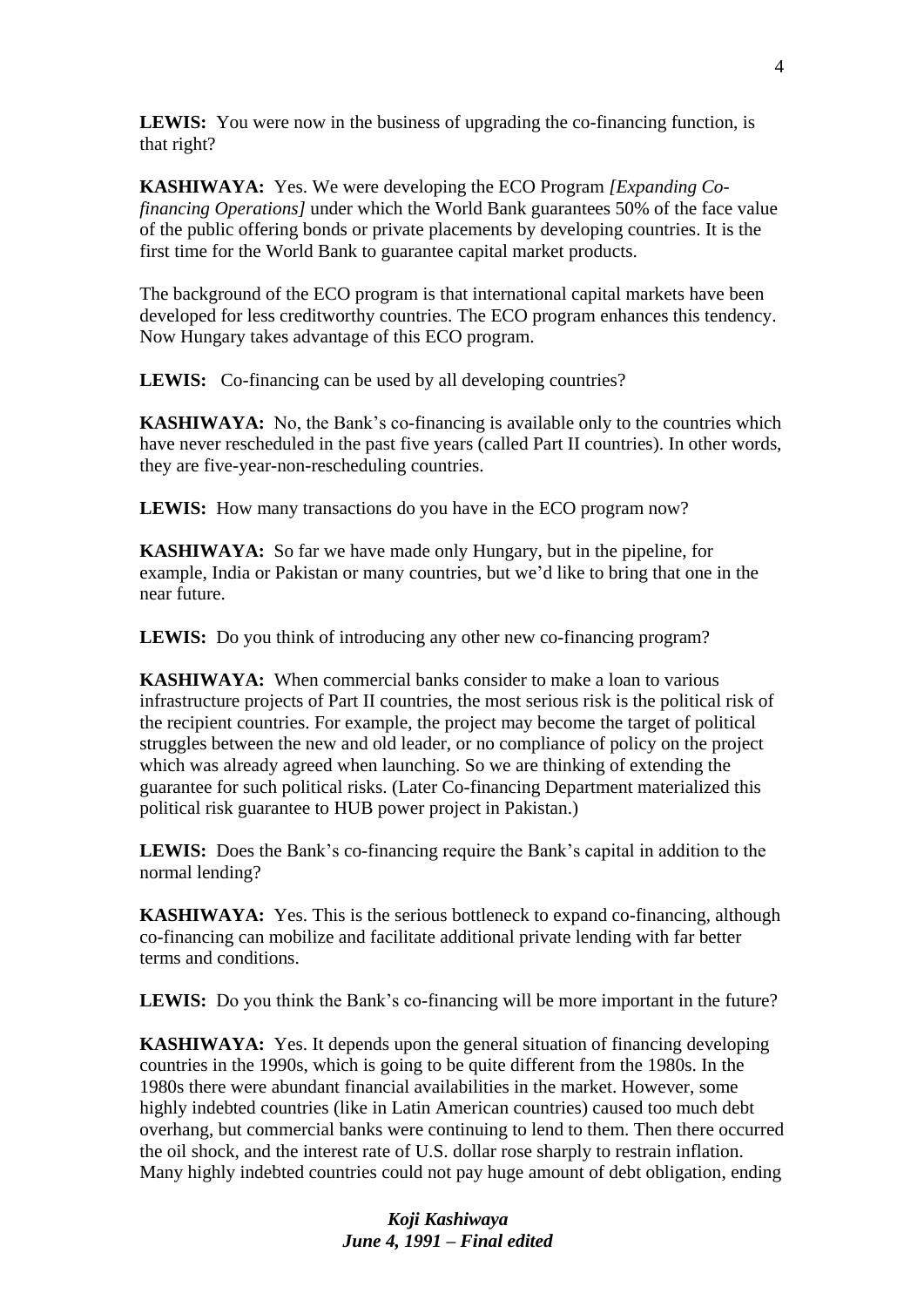**LEWIS:** You were now in the business of upgrading the co-financing function, is that right?

**KASHIWAYA:** Yes. We were developing the ECO Program *[Expanding Co-financing Operations]* under which the World Bank guarantees 50% of the face value of the public offering bonds or private placements by developing countries. It is the first time for the World Bank to guarantee capital market products.

The background of the ECO program is that international capital markets have been developed for less creditworthy countries. The ECO program enhances this tendency. Now Hungary takes advantage of this ECO program.

**LEWIS:** Co-financing can be used by all developing countries?

**KASHIWAYA:** No, the Bank's co-financing is available only to the countries which have never rescheduled in the past five years (called Part II countries). In other words, they are five-year-non-rescheduling countries.

**LEWIS:** How many transactions do you have in the ECO program now?

**KASHIWAYA:** So far we have made only Hungary, but in the pipeline, for example, India or Pakistan or many countries, but we'd like to bring that one in the near future.

**LEWIS:** Do you think of introducing any other new co-financing program?

**KASHIWAYA:** When commercial banks consider to make a loan to various infrastructure projects of Part II countries, the most serious risk is the political risk of the recipient countries. For example, the project may become the target of political struggles between the new and old leader, or no compliance of policy on the project which was already agreed when launching. So we are thinking of extending the guarantee for such political risks. (Later Co-financing Department materialized this political risk guarantee to HUB power project in Pakistan.)

**LEWIS:** Does the Bank's co-financing require the Bank's capital in addition to the normal lending?

**KASHIWAYA:** Yes. This is the serious bottleneck to expand co-financing, although co-financing can mobilize and facilitate additional private lending with far better terms and conditions.

**LEWIS:** Do you think the Bank's co-financing will be more important in the future?

**KASHIWAYA:** Yes. It depends upon the general situation of financing developing countries in the 1990s, which is going to be quite different from the 1980s. In the 1980s there were abundant financial availabilities in the market. However, some highly indebted countries (like in Latin American countries) caused too much debt overhang, but commercial banks were continuing to lend to them. Then there occurred the oil shock, and the interest rate of U.S. dollar rose sharply to restrain inflation. Many highly indebted countries could not pay huge amount of debt obligation, ending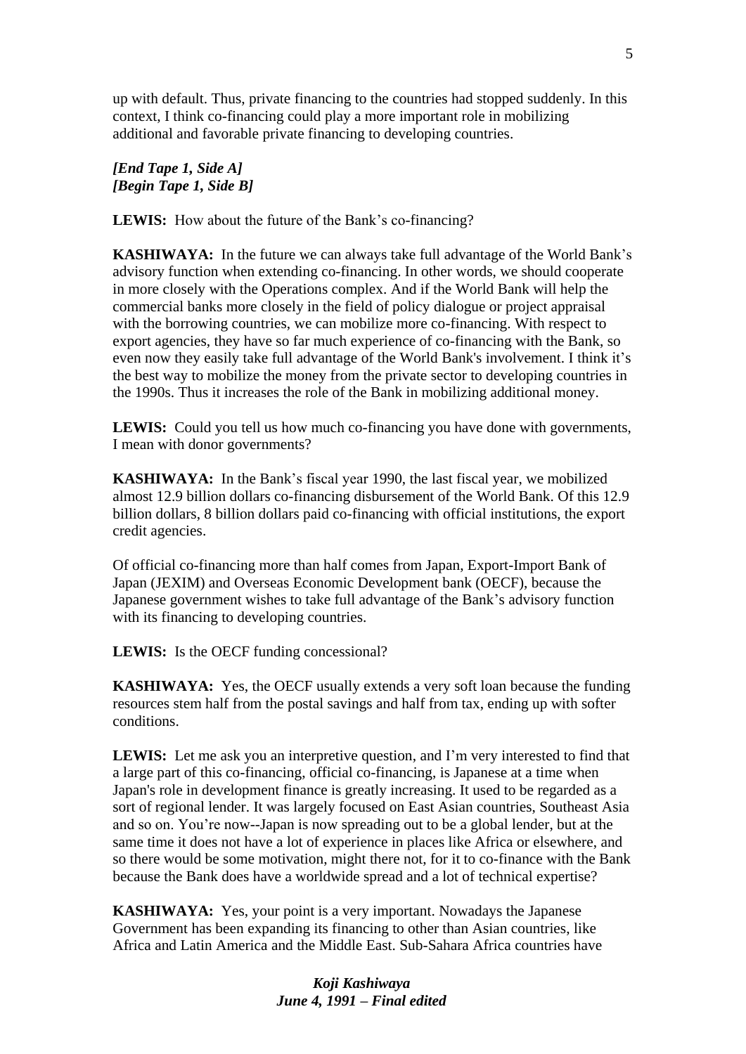up with default. Thus, private financing to the countries had stopped suddenly. In this context, I think co-financing could play a more important role in mobilizing additional and favorable private financing to developing countries.

***[End Tape 1, Side A]***
***[Begin Tape 1, Side B]***

**LEWIS:** How about the future of the Bank's co-financing?

**KASHIWAYA:** In the future we can always take full advantage of the World Bank's advisory function when extending co-financing. In other words, we should cooperate in more closely with the Operations complex. And if the World Bank will help the commercial banks more closely in the field of policy dialogue or project appraisal with the borrowing countries, we can mobilize more co-financing. With respect to export agencies, they have so far much experience of co-financing with the Bank, so even now they easily take full advantage of the World Bank's involvement. I think it's the best way to mobilize the money from the private sector to developing countries in the 1990s. Thus it increases the role of the Bank in mobilizing additional money.

**LEWIS:** Could you tell us how much co-financing you have done with governments, I mean with donor governments?

**KASHIWAYA:** In the Bank's fiscal year 1990, the last fiscal year, we mobilized almost 12.9 billion dollars co-financing disbursement of the World Bank. Of this 12.9 billion dollars, 8 billion dollars paid co-financing with official institutions, the export credit agencies.

Of official co-financing more than half comes from Japan, Export-Import Bank of Japan (JEXIM) and Overseas Economic Development bank (OECF), because the Japanese government wishes to take full advantage of the Bank's advisory function with its financing to developing countries.

**LEWIS:** Is the OECF funding concessional?

**KASHIWAYA:** Yes, the OECF usually extends a very soft loan because the funding resources stem half from the postal savings and half from tax, ending up with softer conditions.

**LEWIS:** Let me ask you an interpretive question, and I'm very interested to find that a large part of this co-financing, official co-financing, is Japanese at a time when Japan's role in development finance is greatly increasing. It used to be regarded as a sort of regional lender. It was largely focused on East Asian countries, Southeast Asia and so on. You're now--Japan is now spreading out to be a global lender, but at the same time it does not have a lot of experience in places like Africa or elsewhere, and so there would be some motivation, might there not, for it to co-finance with the Bank because the Bank does have a worldwide spread and a lot of technical expertise?

**KASHIWAYA:** Yes, your point is a very important. Nowadays the Japanese Government has been expanding its financing to other than Asian countries, like Africa and Latin America and the Middle East. Sub-Sahara Africa countries have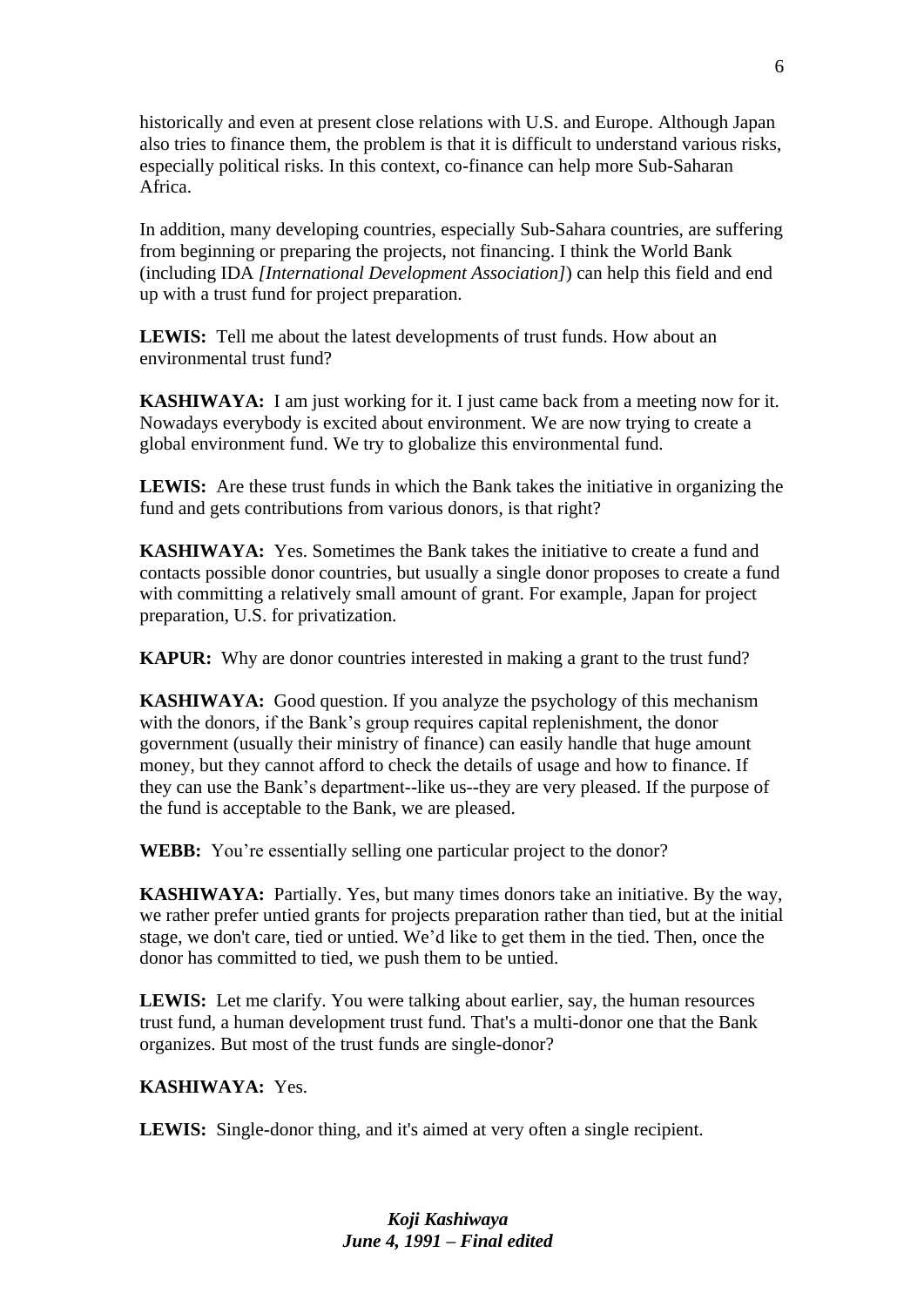historically and even at present close relations with U.S. and Europe. Although Japan also tries to finance them, the problem is that it is difficult to understand various risks, especially political risks. In this context, co-finance can help more Sub-Saharan Africa.

In addition, many developing countries, especially Sub-Sahara countries, are suffering from beginning or preparing the projects, not financing. I think the World Bank (including IDA *[International Development Association]*) can help this field and end up with a trust fund for project preparation.

**LEWIS:** Tell me about the latest developments of trust funds. How about an environmental trust fund?

**KASHIWAYA:** I am just working for it. I just came back from a meeting now for it. Nowadays everybody is excited about environment. We are now trying to create a global environment fund. We try to globalize this environmental fund.

**LEWIS:** Are these trust funds in which the Bank takes the initiative in organizing the fund and gets contributions from various donors, is that right?

**KASHIWAYA:** Yes. Sometimes the Bank takes the initiative to create a fund and contacts possible donor countries, but usually a single donor proposes to create a fund with committing a relatively small amount of grant. For example, Japan for project preparation, U.S. for privatization.

**KAPUR:** Why are donor countries interested in making a grant to the trust fund?

**KASHIWAYA:** Good question. If you analyze the psychology of this mechanism with the donors, if the Bank's group requires capital replenishment, the donor government (usually their ministry of finance) can easily handle that huge amount money, but they cannot afford to check the details of usage and how to finance. If they can use the Bank's department--like us--they are very pleased. If the purpose of the fund is acceptable to the Bank, we are pleased.

**WEBB:** You're essentially selling one particular project to the donor?

**KASHIWAYA:** Partially. Yes, but many times donors take an initiative. By the way, we rather prefer untied grants for projects preparation rather than tied, but at the initial stage, we don't care, tied or untied. We'd like to get them in the tied. Then, once the donor has committed to tied, we push them to be untied.

**LEWIS:** Let me clarify. You were talking about earlier, say, the human resources trust fund, a human development trust fund. That's a multi-donor one that the Bank organizes. But most of the trust funds are single-donor?

**KASHIWAYA:** Yes.

**LEWIS:** Single-donor thing, and it's aimed at very often a single recipient.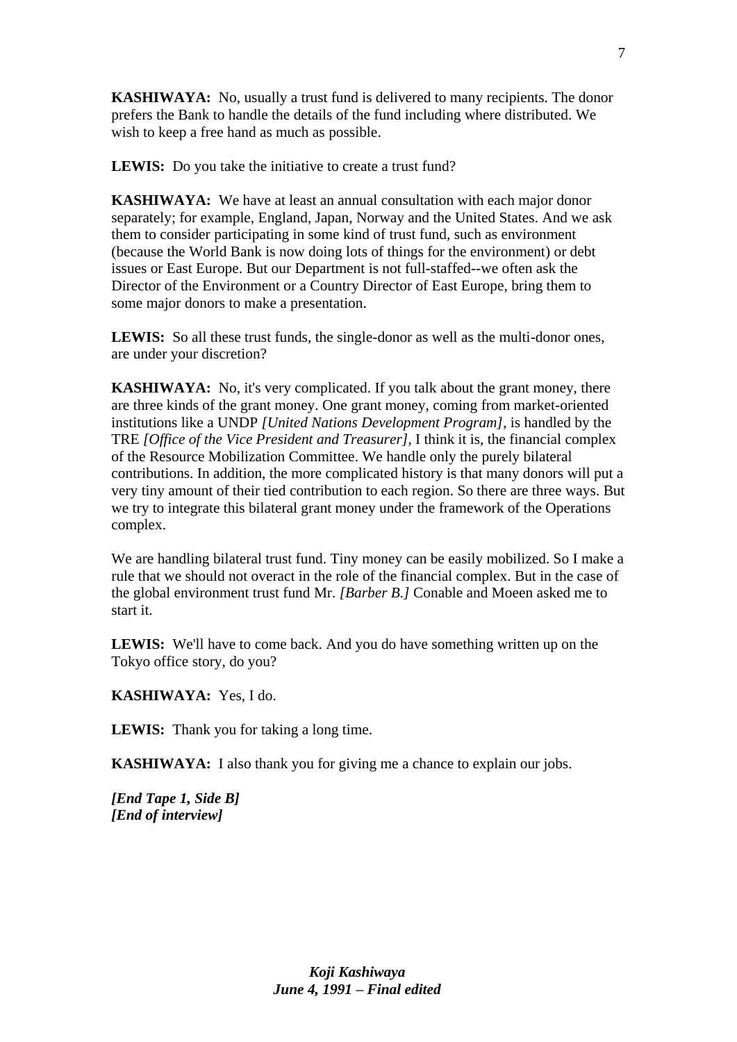**KASHIWAYA:** No, usually a trust fund is delivered to many recipients. The donor prefers the Bank to handle the details of the fund including where distributed. We wish to keep a free hand as much as possible.

**LEWIS:** Do you take the initiative to create a trust fund?

**KASHIWAYA:** We have at least an annual consultation with each major donor separately; for example, England, Japan, Norway and the United States. And we ask them to consider participating in some kind of trust fund, such as environment (because the World Bank is now doing lots of things for the environment) or debt issues or East Europe. But our Department is not full-staffed--we often ask the Director of the Environment or a Country Director of East Europe, bring them to some major donors to make a presentation.

**LEWIS:** So all these trust funds, the single-donor as well as the multi-donor ones, are under your discretion?

**KASHIWAYA:** No, it's very complicated. If you talk about the grant money, there are three kinds of the grant money. One grant money, coming from market-oriented institutions like a UNDP *[United Nations Development Program]*, is handled by the TRE *[Office of the Vice President and Treasurer]*, I think it is, the financial complex of the Resource Mobilization Committee. We handle only the purely bilateral contributions. In addition, the more complicated history is that many donors will put a very tiny amount of their tied contribution to each region. So there are three ways. But we try to integrate this bilateral grant money under the framework of the Operations complex.

We are handling bilateral trust fund. Tiny money can be easily mobilized. So I make a rule that we should not overact in the role of the financial complex. But in the case of the global environment trust fund Mr. *[Barber B.]* Conable and Moeen asked me to start it.

**LEWIS:** We'll have to come back. And you do have something written up on the Tokyo office story, do you?

**KASHIWAYA:** Yes, I do.

**LEWIS:** Thank you for taking a long time.

**KASHIWAYA:** I also thank you for giving me a chance to explain our jobs.

***[End Tape 1, Side B]***
***[End of interview]***